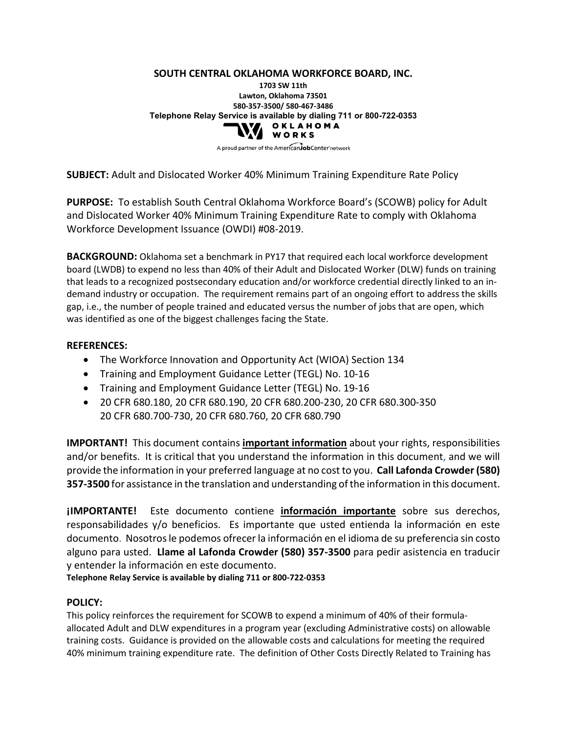**SOUTH CENTRAL OKLAHOMA WORKFORCE BOARD, INC.**
**1703 SW 11th**
**Lawton, Oklahoma 73501**
**580-357-3500/ 580-467-3486**
**Telephone Relay Service is available by dialing 711 or 800-722-0353**

OKLAHOMA WORKS

A proud partner of the AmericanJobCenter network

**SUBJECT:** Adult and Dislocated Worker 40% Minimum Training Expenditure Rate Policy

**PURPOSE:** To establish South Central Oklahoma Workforce Board's (SCOWB) policy for Adult and Dislocated Worker 40% Minimum Training Expenditure Rate to comply with Oklahoma Workforce Development Issuance (OWDI) #08-2019.

**BACKGROUND:** Oklahoma set a benchmark in PY17 that required each local workforce development board (LWDB) to expend no less than 40% of their Adult and Dislocated Worker (DLW) funds on training that leads to a recognized postsecondary education and/or workforce credential directly linked to an in-demand industry or occupation. The requirement remains part of an ongoing effort to address the skills gap, i.e., the number of people trained and educated versus the number of jobs that are open, which was identified as one of the biggest challenges facing the State.

**REFERENCES:**

- The Workforce Innovation and Opportunity Act (WIOA) Section 134
- Training and Employment Guidance Letter (TEGL) No. 10-16
- Training and Employment Guidance Letter (TEGL) No. 19-16
- 20 CFR 680.180, 20 CFR 680.190, 20 CFR 680.200-230, 20 CFR 680.300-350 20 CFR 680.700-730, 20 CFR 680.760, 20 CFR 680.790

**IMPORTANT!** This document contains **important information** about your rights, responsibilities and/or benefits. It is critical that you understand the information in this document, and we will provide the information in your preferred language at no cost to you. **Call Lafonda Crowder (580) 357-3500** for assistance in the translation and understanding of the information in this document.

**¡IMPORTANTE!** Este documento contiene **información importante** sobre sus derechos, responsabilidades y/o beneficios. Es importante que usted entienda la información en este documento. Nosotros le podemos ofrecer la información en el idioma de su preferencia sin costo alguno para usted. **Llame al Lafonda Crowder (580) 357-3500** para pedir asistencia en traducir y entender la información en este documento.

**Telephone Relay Service is available by dialing 711 or 800-722-0353**

**POLICY:**

This policy reinforces the requirement for SCOWB to expend a minimum of 40% of their formula-allocated Adult and DLW expenditures in a program year (excluding Administrative costs) on allowable training costs. Guidance is provided on the allowable costs and calculations for meeting the required 40% minimum training expenditure rate. The definition of Other Costs Directly Related to Training has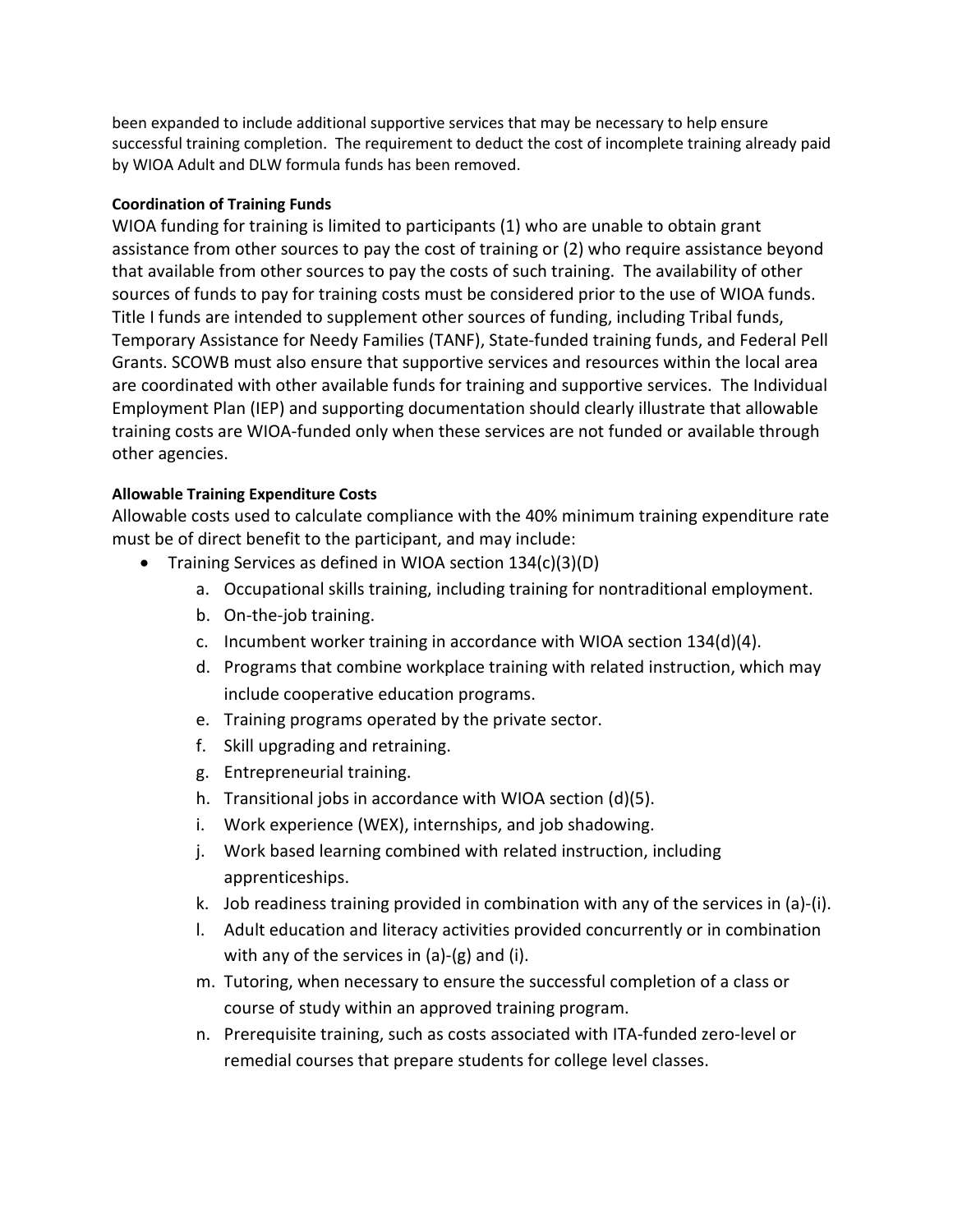been expanded to include additional supportive services that may be necessary to help ensure successful training completion. The requirement to deduct the cost of incomplete training already paid by WIOA Adult and DLW formula funds has been removed.

**Coordination of Training Funds**

WIOA funding for training is limited to participants (1) who are unable to obtain grant assistance from other sources to pay the cost of training or (2) who require assistance beyond that available from other sources to pay the costs of such training. The availability of other sources of funds to pay for training costs must be considered prior to the use of WIOA funds. Title I funds are intended to supplement other sources of funding, including Tribal funds, Temporary Assistance for Needy Families (TANF), State-funded training funds, and Federal Pell Grants. SCOWB must also ensure that supportive services and resources within the local area are coordinated with other available funds for training and supportive services. The Individual Employment Plan (IEP) and supporting documentation should clearly illustrate that allowable training costs are WIOA-funded only when these services are not funded or available through other agencies.

**Allowable Training Expenditure Costs**

Allowable costs used to calculate compliance with the 40% minimum training expenditure rate must be of direct benefit to the participant, and may include:

- Training Services as defined in WIOA section 134(c)(3)(D)
  a. Occupational skills training, including training for nontraditional employment.
  b. On-the-job training.
  c. Incumbent worker training in accordance with WIOA section 134(d)(4).
  d. Programs that combine workplace training with related instruction, which may include cooperative education programs.
  e. Training programs operated by the private sector.
  f. Skill upgrading and retraining.
  g. Entrepreneurial training.
  h. Transitional jobs in accordance with WIOA section (d)(5).
  i. Work experience (WEX), internships, and job shadowing.
  j. Work based learning combined with related instruction, including apprenticeships.
  k. Job readiness training provided in combination with any of the services in (a)-(i).
  l. Adult education and literacy activities provided concurrently or in combination with any of the services in (a)-(g) and (i).
  m. Tutoring, when necessary to ensure the successful completion of a class or course of study within an approved training program.
  n. Prerequisite training, such as costs associated with ITA-funded zero-level or remedial courses that prepare students for college level classes.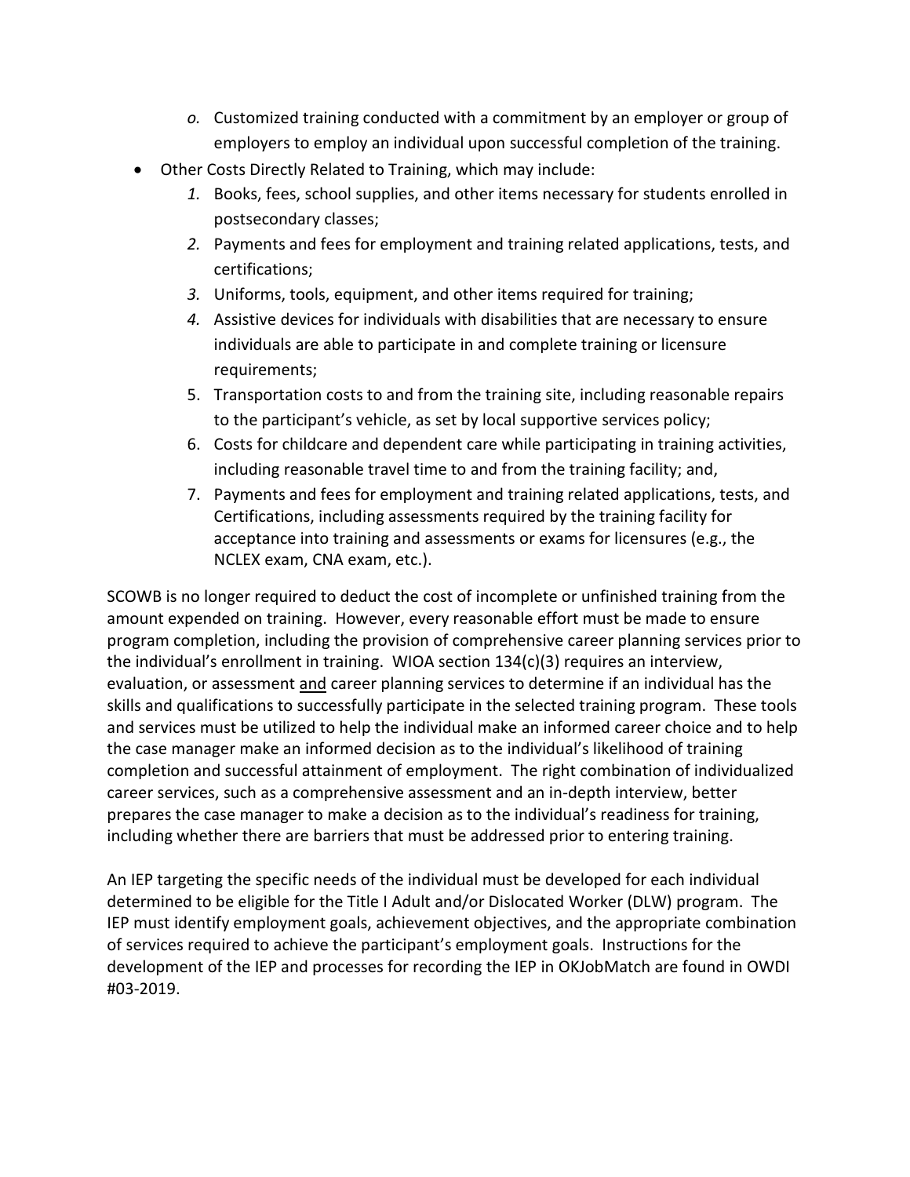- o. Customized training conducted with a commitment by an employer or group of employers to employ an individual upon successful completion of the training.
- Other Costs Directly Related to Training, which may include:
  1. Books, fees, school supplies, and other items necessary for students enrolled in postsecondary classes;
  2. Payments and fees for employment and training related applications, tests, and certifications;
  3. Uniforms, tools, equipment, and other items required for training;
  4. Assistive devices for individuals with disabilities that are necessary to ensure individuals are able to participate in and complete training or licensure requirements;
  5. Transportation costs to and from the training site, including reasonable repairs to the participant's vehicle, as set by local supportive services policy;
  6. Costs for childcare and dependent care while participating in training activities, including reasonable travel time to and from the training facility; and,
  7. Payments and fees for employment and training related applications, tests, and Certifications, including assessments required by the training facility for acceptance into training and assessments or exams for licensures (e.g., the NCLEX exam, CNA exam, etc.).

SCOWB is no longer required to deduct the cost of incomplete or unfinished training from the amount expended on training. However, every reasonable effort must be made to ensure program completion, including the provision of comprehensive career planning services prior to the individual's enrollment in training. WIOA section 134(c)(3) requires an interview, evaluation, or assessment <u>and</u> career planning services to determine if an individual has the skills and qualifications to successfully participate in the selected training program. These tools and services must be utilized to help the individual make an informed career choice and to help the case manager make an informed decision as to the individual's likelihood of training completion and successful attainment of employment. The right combination of individualized career services, such as a comprehensive assessment and an in-depth interview, better prepares the case manager to make a decision as to the individual's readiness for training, including whether there are barriers that must be addressed prior to entering training.

An IEP targeting the specific needs of the individual must be developed for each individual determined to be eligible for the Title I Adult and/or Dislocated Worker (DLW) program. The IEP must identify employment goals, achievement objectives, and the appropriate combination of services required to achieve the participant's employment goals. Instructions for the development of the IEP and processes for recording the IEP in OKJobMatch are found in OWDI #03-2019.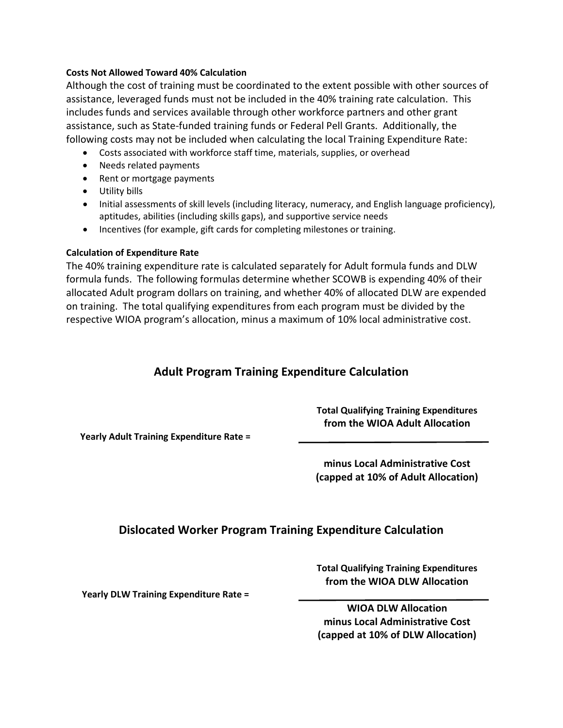**Costs Not Allowed Toward 40% Calculation**

Although the cost of training must be coordinated to the extent possible with other sources of assistance, leveraged funds must not be included in the 40% training rate calculation. This includes funds and services available through other workforce partners and other grant assistance, such as State-funded training funds or Federal Pell Grants. Additionally, the following costs may not be included when calculating the local Training Expenditure Rate:

- Costs associated with workforce staff time, materials, supplies, or overhead
- Needs related payments
- Rent or mortgage payments
- Utility bills
- Initial assessments of skill levels (including literacy, numeracy, and English language proficiency), aptitudes, abilities (including skills gaps), and supportive service needs
- Incentives (for example, gift cards for completing milestones or training.

**Calculation of Expenditure Rate**

The 40% training expenditure rate is calculated separately for Adult formula funds and DLW formula funds. The following formulas determine whether SCOWB is expending 40% of their allocated Adult program dollars on training, and whether 40% of allocated DLW are expended on training. The total qualifying expenditures from each program must be divided by the respective WIOA program's allocation, minus a maximum of 10% local administrative cost.

## Adult Program Training Expenditure Calculation

$$\textbf{Yearly Adult Training Expenditure Rate} = \frac{\textbf{Total Qualifying Training Expenditures from the WIOA Adult Allocation}}{\textbf{minus Local Administrative Cost (capped at 10\% of Adult Allocation)}}$$

## Dislocated Worker Program Training Expenditure Calculation

$$\textbf{Yearly DLW Training Expenditure Rate} = \frac{\textbf{Total Qualifying Training Expenditures from the WIOA DLW Allocation}}{\textbf{WIOA DLW Allocation minus Local Administrative Cost (capped at 10\% of DLW Allocation)}}$$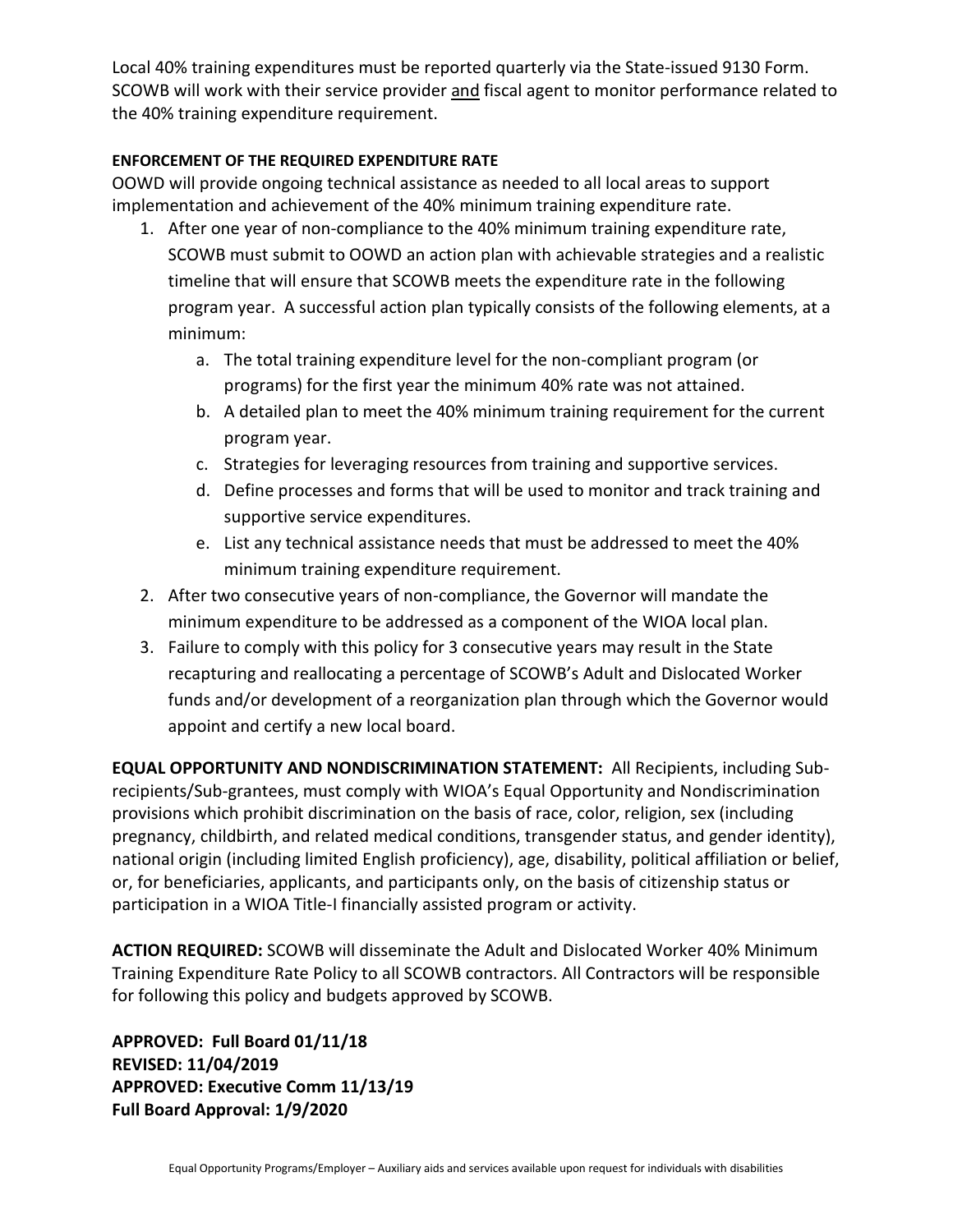Local 40% training expenditures must be reported quarterly via the State-issued 9130 Form. SCOWB will work with their service provider and fiscal agent to monitor performance related to the 40% training expenditure requirement.

**ENFORCEMENT OF THE REQUIRED EXPENDITURE RATE**

OOWD will provide ongoing technical assistance as needed to all local areas to support implementation and achievement of the 40% minimum training expenditure rate.

1. After one year of non-compliance to the 40% minimum training expenditure rate, SCOWB must submit to OOWD an action plan with achievable strategies and a realistic timeline that will ensure that SCOWB meets the expenditure rate in the following program year. A successful action plan typically consists of the following elements, at a minimum:
   a. The total training expenditure level for the non-compliant program (or programs) for the first year the minimum 40% rate was not attained.
   b. A detailed plan to meet the 40% minimum training requirement for the current program year.
   c. Strategies for leveraging resources from training and supportive services.
   d. Define processes and forms that will be used to monitor and track training and supportive service expenditures.
   e. List any technical assistance needs that must be addressed to meet the 40% minimum training expenditure requirement.
2. After two consecutive years of non-compliance, the Governor will mandate the minimum expenditure to be addressed as a component of the WIOA local plan.
3. Failure to comply with this policy for 3 consecutive years may result in the State recapturing and reallocating a percentage of SCOWB's Adult and Dislocated Worker funds and/or development of a reorganization plan through which the Governor would appoint and certify a new local board.

**EQUAL OPPORTUNITY AND NONDISCRIMINATION STATEMENT:** All Recipients, including Sub-recipients/Sub-grantees, must comply with WIOA's Equal Opportunity and Nondiscrimination provisions which prohibit discrimination on the basis of race, color, religion, sex (including pregnancy, childbirth, and related medical conditions, transgender status, and gender identity), national origin (including limited English proficiency), age, disability, political affiliation or belief, or, for beneficiaries, applicants, and participants only, on the basis of citizenship status or participation in a WIOA Title-I financially assisted program or activity.

**ACTION REQUIRED:** SCOWB will disseminate the Adult and Dislocated Worker 40% Minimum Training Expenditure Rate Policy to all SCOWB contractors. All Contractors will be responsible for following this policy and budgets approved by SCOWB.

**APPROVED: Full Board 01/11/18**
**REVISED: 11/04/2019**
**APPROVED: Executive Comm 11/13/19**
**Full Board Approval: 1/9/2020**

Equal Opportunity Programs/Employer – Auxiliary aids and services available upon request for individuals with disabilities